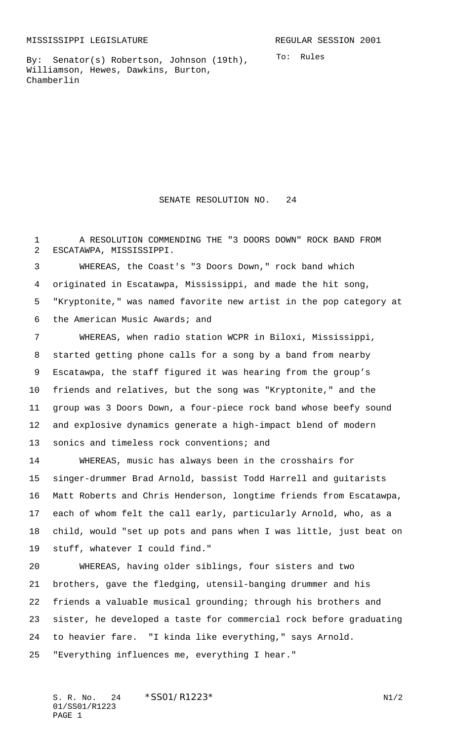MISSISSIPPI LEGISLATURE REGULAR SESSION 2001

By: Senator(s) Robertson, Johnson (19th), Williamson, Hewes, Dawkins, Burton, Chamberlin

To: Rules

# SENATE RESOLUTION NO. 24

A RESOLUTION COMMENDING THE "3 DOORS DOWN" ROCK BAND FROM ESCATAWPA, MISSISSIPPI.

WHEREAS, the Coast's "3 Doors Down," rock band which originated in Escatawpa, Mississippi, and made the hit song, "Kryptonite," was named favorite new artist in the pop category at the American Music Awards; and

WHEREAS, when radio station WCPR in Biloxi, Mississippi, started getting phone calls for a song by a band from nearby Escatawpa, the staff figured it was hearing from the group's friends and relatives, but the song was "Kryptonite," and the group was 3 Doors Down, a four-piece rock band whose beefy sound and explosive dynamics generate a high-impact blend of modern sonics and timeless rock conventions; and

WHEREAS, music has always been in the crosshairs for singer-drummer Brad Arnold, bassist Todd Harrell and guitarists Matt Roberts and Chris Henderson, longtime friends from Escatawpa, each of whom felt the call early, particularly Arnold, who, as a child, would "set up pots and pans when I was little, just beat on stuff, whatever I could find."

WHEREAS, having older siblings, four sisters and two brothers, gave the fledging, utensil-banging drummer and his friends a valuable musical grounding; through his brothers and sister, he developed a taste for commercial rock before graduating to heavier fare. "I kinda like everything," says Arnold. "Everything influences me, everything I hear."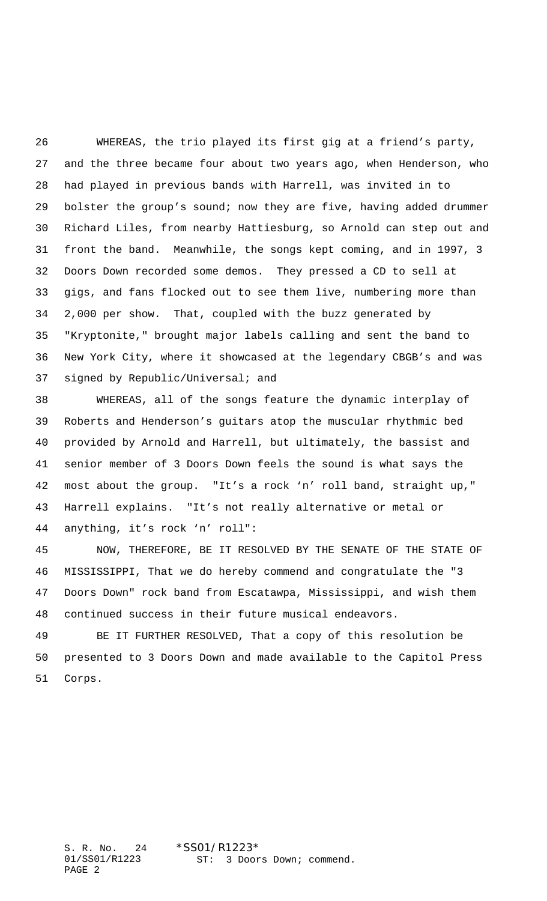WHEREAS, the trio played its first gig at a friend's party, and the three became four about two years ago, when Henderson, who had played in previous bands with Harrell, was invited in to bolster the group's sound; now they are five, having added drummer Richard Liles, from nearby Hattiesburg, so Arnold can step out and front the band. Meanwhile, the songs kept coming, and in 1997, 3 Doors Down recorded some demos. They pressed a CD to sell at gigs, and fans flocked out to see them live, numbering more than 2,000 per show. That, coupled with the buzz generated by "Kryptonite," brought major labels calling and sent the band to New York City, where it showcased at the legendary CBGB's and was signed by Republic/Universal; and

WHEREAS, all of the songs feature the dynamic interplay of Roberts and Henderson's guitars atop the muscular rhythmic bed provided by Arnold and Harrell, but ultimately, the bassist and senior member of 3 Doors Down feels the sound is what says the most about the group. "It's a rock 'n' roll band, straight up," Harrell explains. "It's not really alternative or metal or anything, it's rock 'n' roll":

NOW, THEREFORE, BE IT RESOLVED BY THE SENATE OF THE STATE OF MISSISSIPPI, That we do hereby commend and congratulate the "3 Doors Down" rock band from Escatawpa, Mississippi, and wish them continued success in their future musical endeavors.

BE IT FURTHER RESOLVED, That a copy of this resolution be presented to 3 Doors Down and made available to the Capitol Press Corps.